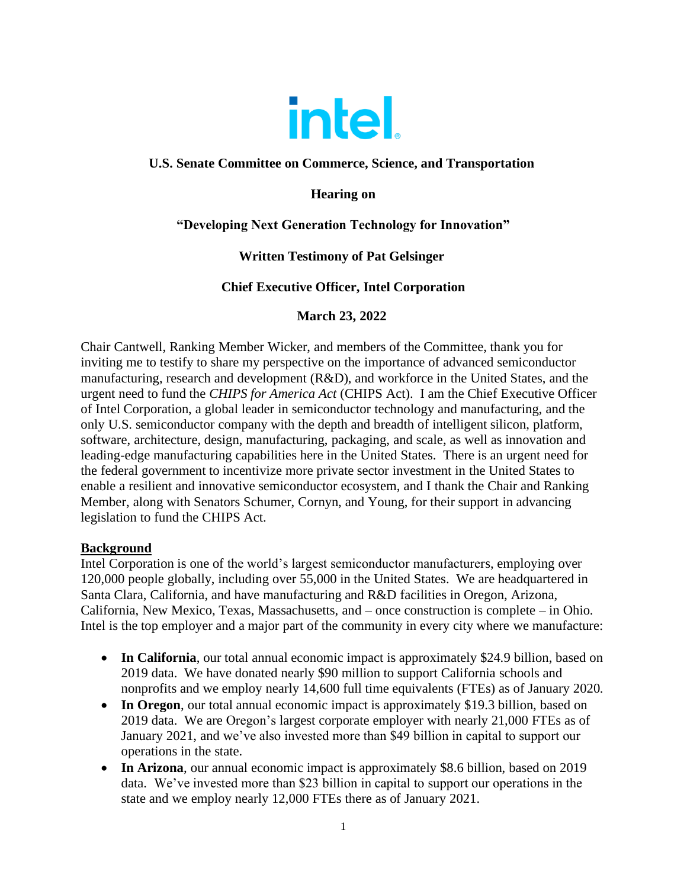**U.S. Senate Committee on Commerce, Science, and Transportation**

**Hearing on**

**"Developing Next Generation Technology for Innovation"**

**Written Testimony of Pat Gelsinger**

**Chief Executive Officer, Intel Corporation**

**March 23, 2022**

Chair Cantwell, Ranking Member Wicker, and members of the Committee, thank you for inviting me to testify to share my perspective on the importance of advanced semiconductor manufacturing, research and development (R&D), and workforce in the United States, and the urgent need to fund the *CHIPS for America Act* (CHIPS Act). I am the Chief Executive Officer of Intel Corporation, a global leader in semiconductor technology and manufacturing, and the only U.S. semiconductor company with the depth and breadth of intelligent silicon, platform, software, architecture, design, manufacturing, packaging, and scale, as well as innovation and leading-edge manufacturing capabilities here in the United States. There is an urgent need for the federal government to incentivize more private sector investment in the United States to enable a resilient and innovative semiconductor ecosystem, and I thank the Chair and Ranking Member, along with Senators Schumer, Cornyn, and Young, for their support in advancing legislation to fund the CHIPS Act.

## Background

Intel Corporation is one of the world's largest semiconductor manufacturers, employing over 120,000 people globally, including over 55,000 in the United States. We are headquartered in Santa Clara, California, and have manufacturing and R&D facilities in Oregon, Arizona, California, New Mexico, Texas, Massachusetts, and – once construction is complete – in Ohio. Intel is the top employer and a major part of the community in every city where we manufacture:

- **In California**, our total annual economic impact is approximately $24.9 billion, based on 2019 data. We have donated nearly $90 million to support California schools and nonprofits and we employ nearly 14,600 full time equivalents (FTEs) as of January 2020.
- **In Oregon**, our total annual economic impact is approximately $19.3 billion, based on 2019 data. We are Oregon's largest corporate employer with nearly 21,000 FTEs as of January 2021, and we've also invested more than $49 billion in capital to support our operations in the state.
- **In Arizona**, our annual economic impact is approximately $8.6 billion, based on 2019 data. We've invested more than $23 billion in capital to support our operations in the state and we employ nearly 12,000 FTEs there as of January 2021.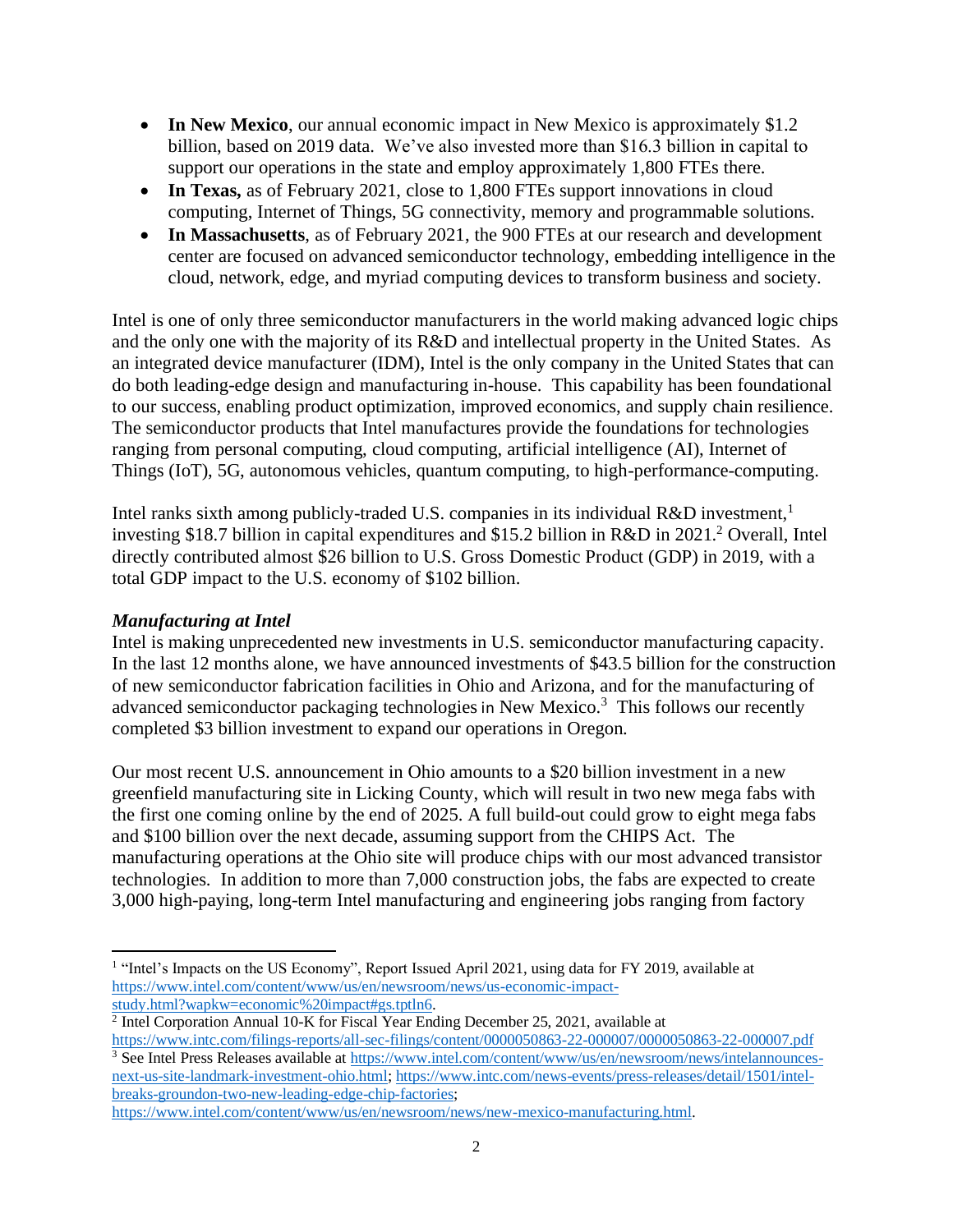- **In New Mexico**, our annual economic impact in New Mexico is approximately $1.2 billion, based on 2019 data. We've also invested more than $16.3 billion in capital to support our operations in the state and employ approximately 1,800 FTEs there.
- **In Texas,** as of February 2021, close to 1,800 FTEs support innovations in cloud computing, Internet of Things, 5G connectivity, memory and programmable solutions.
- **In Massachusetts**, as of February 2021, the 900 FTEs at our research and development center are focused on advanced semiconductor technology, embedding intelligence in the cloud, network, edge, and myriad computing devices to transform business and society.

Intel is one of only three semiconductor manufacturers in the world making advanced logic chips and the only one with the majority of its R&D and intellectual property in the United States. As an integrated device manufacturer (IDM), Intel is the only company in the United States that can do both leading-edge design and manufacturing in-house. This capability has been foundational to our success, enabling product optimization, improved economics, and supply chain resilience. The semiconductor products that Intel manufactures provide the foundations for technologies ranging from personal computing, cloud computing, artificial intelligence (AI), Internet of Things (IoT), 5G, autonomous vehicles, quantum computing, to high-performance-computing.

Intel ranks sixth among publicly-traded U.S. companies in its individual R&D investment,[1] investing $18.7 billion in capital expenditures and $15.2 billion in R&D in 2021.[2] Overall, Intel directly contributed almost $26 billion to U.S. Gross Domestic Product (GDP) in 2019, with a total GDP impact to the U.S. economy of $102 billion.

***Manufacturing at Intel***

Intel is making unprecedented new investments in U.S. semiconductor manufacturing capacity. In the last 12 months alone, we have announced investments of $43.5 billion for the construction of new semiconductor fabrication facilities in Ohio and Arizona, and for the manufacturing of advanced semiconductor packaging technologies in New Mexico.[3] This follows our recently completed $3 billion investment to expand our operations in Oregon.

Our most recent U.S. announcement in Ohio amounts to a $20 billion investment in a new greenfield manufacturing site in Licking County, which will result in two new mega fabs with the first one coming online by the end of 2025. A full build-out could grow to eight mega fabs and $100 billion over the next decade, assuming support from the CHIPS Act. The manufacturing operations at the Ohio site will produce chips with our most advanced transistor technologies. In addition to more than 7,000 construction jobs, the fabs are expected to create 3,000 high-paying, long-term Intel manufacturing and engineering jobs ranging from factory

---

[1] "Intel's Impacts on the US Economy", Report Issued April 2021, using data for FY 2019, available at https://www.intel.com/content/www/us/en/newsroom/news/us-economic-impact-study.html?wapkw=economic%20impact#gs.tptln6.

[2] Intel Corporation Annual 10-K for Fiscal Year Ending December 25, 2021, available at https://www.intc.com/filings-reports/all-sec-filings/content/0000050863-22-000007/0000050863-22-000007.pdf

[3] See Intel Press Releases available at https://www.intel.com/content/www/us/en/newsroom/news/intelannounces-next-us-site-landmark-investment-ohio.html; https://www.intc.com/news-events/press-releases/detail/1501/intel-breaks-groundon-two-new-leading-edge-chip-factories; https://www.intel.com/content/www/us/en/newsroom/news/new-mexico-manufacturing.html.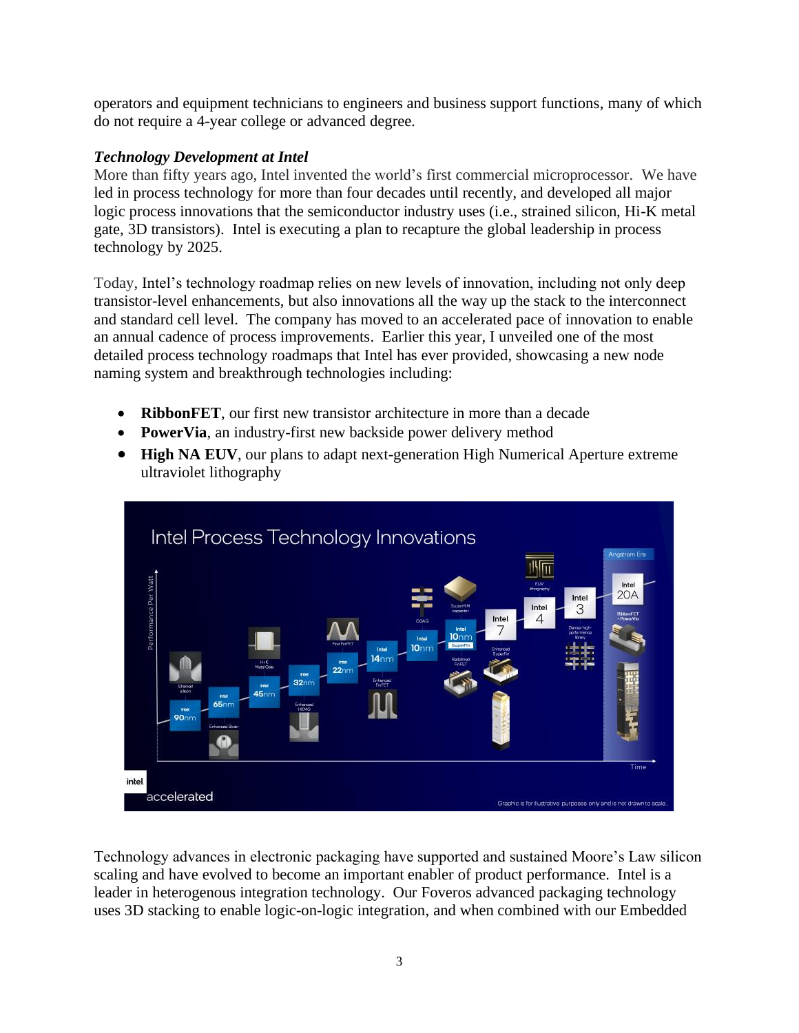operators and equipment technicians to engineers and business support functions, many of which do not require a 4-year college or advanced degree.

***Technology Development at Intel***

More than fifty years ago, Intel invented the world's first commercial microprocessor. We have led in process technology for more than four decades until recently, and developed all major logic process innovations that the semiconductor industry uses (i.e., strained silicon, Hi-K metal gate, 3D transistors). Intel is executing a plan to recapture the global leadership in process technology by 2025.

Today, Intel's technology roadmap relies on new levels of innovation, including not only deep transistor-level enhancements, but also innovations all the way up the stack to the interconnect and standard cell level. The company has moved to an accelerated pace of innovation to enable an annual cadence of process improvements. Earlier this year, I unveiled one of the most detailed process technology roadmaps that Intel has ever provided, showcasing a new node naming system and breakthrough technologies including:

- **RibbonFET**, our first new transistor architecture in more than a decade
- **PowerVia**, an industry-first new backside power delivery method
- **High NA EUV**, our plans to adapt next-generation High Numerical Aperture extreme ultraviolet lithography

Technology advances in electronic packaging have supported and sustained Moore's Law silicon scaling and have evolved to become an important enabler of product performance. Intel is a leader in heterogenous integration technology. Our Foveros advanced packaging technology uses 3D stacking to enable logic-on-logic integration, and when combined with our Embedded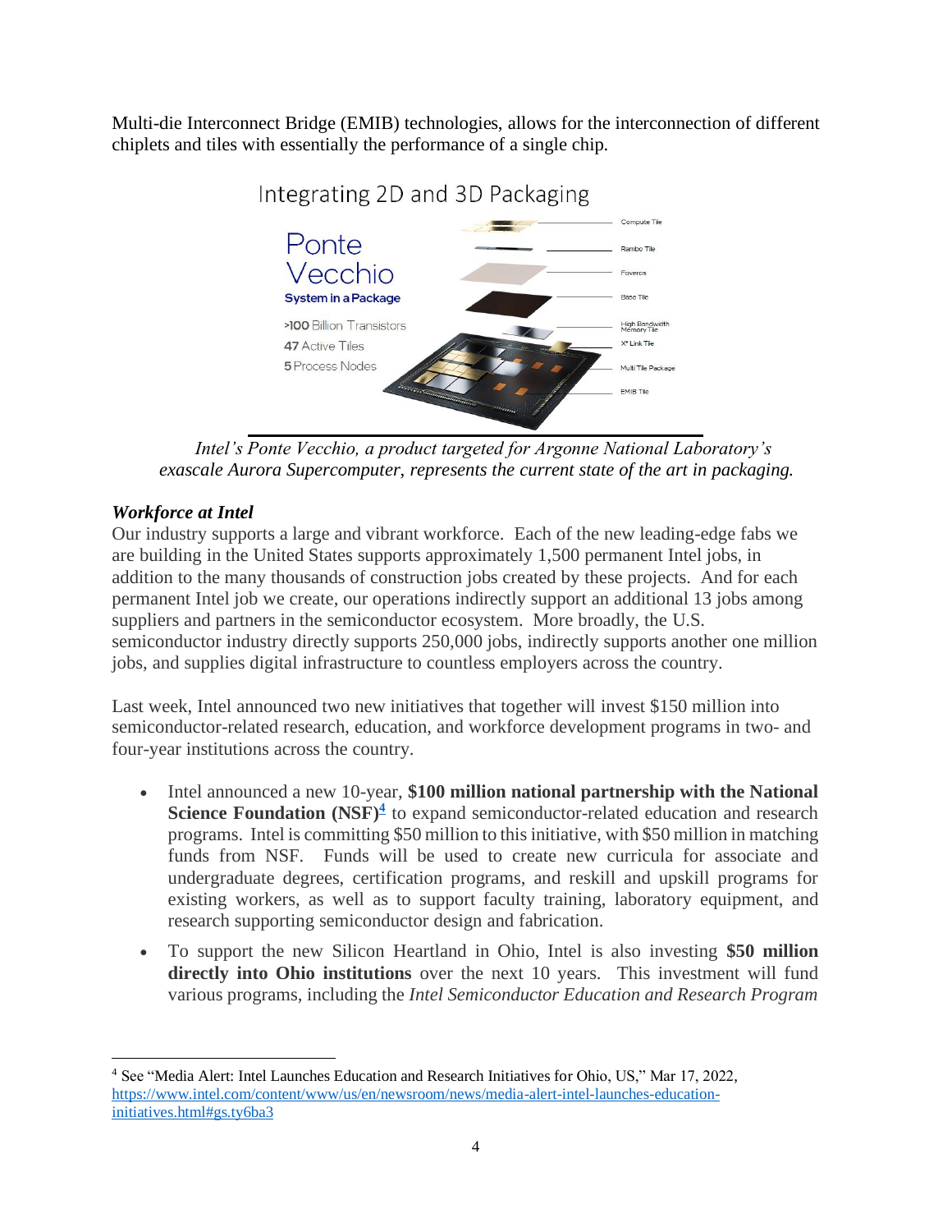Multi-die Interconnect Bridge (EMIB) technologies, allows for the interconnection of different chiplets and tiles with essentially the performance of a single chip.

Integrating 2D and 3D Packaging

Ponte Vecchio

System in a Package

>100 Billion Transistors

47 Active Tiles

5 Process Nodes

Compute Tile

Rambo Tile

Foveros

Base Tile

High Bandwidth Memory Tile

Xe Link Tile

Multi Tile Package

EMIB Tile

*Intel's Ponte Vecchio, a product targeted for Argonne National Laboratory's exascale Aurora Supercomputer, represents the current state of the art in packaging.*

***Workforce at Intel***

Our industry supports a large and vibrant workforce. Each of the new leading-edge fabs we are building in the United States supports approximately 1,500 permanent Intel jobs, in addition to the many thousands of construction jobs created by these projects. And for each permanent Intel job we create, our operations indirectly support an additional 13 jobs among suppliers and partners in the semiconductor ecosystem. More broadly, the U.S. semiconductor industry directly supports 250,000 jobs, indirectly supports another one million jobs, and supplies digital infrastructure to countless employers across the country.

Last week, Intel announced two new initiatives that together will invest $150 million into semiconductor-related research, education, and workforce development programs in two- and four-year institutions across the country.

- Intel announced a new 10-year, **$100 million national partnership with the National Science Foundation (NSF)**[4] to expand semiconductor-related education and research programs. Intel is committing $50 million to this initiative, with $50 million in matching funds from NSF. Funds will be used to create new curricula for associate and undergraduate degrees, certification programs, and reskill and upskill programs for existing workers, as well as to support faculty training, laboratory equipment, and research supporting semiconductor design and fabrication.
- To support the new Silicon Heartland in Ohio, Intel is also investing **$50 million directly into Ohio institutions** over the next 10 years. This investment will fund various programs, including the *Intel Semiconductor Education and Research Program*

[4] See "Media Alert: Intel Launches Education and Research Initiatives for Ohio, US," Mar 17, 2022, https://www.intel.com/content/www/us/en/newsroom/news/media-alert-intel-launches-education-initiatives.html#gs.ty6ba3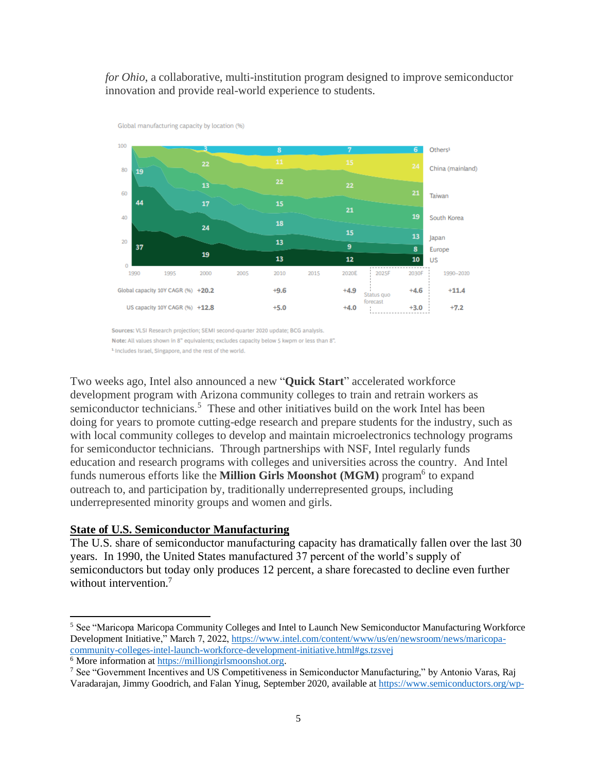*for Ohio*, a collaborative, multi-institution program designed to improve semiconductor innovation and provide real-world experience to students.

Global manufacturing capacity by location (%)

| | 1990 | 2000 | 2010 | 2020E | 2030F | 1990–2020 |
|---|---|---|---|---|---|---|
| Global capacity 10Y CAGR (%) | +20.2 | +9.6 | +4.9 | +4.6 | +11.4 |
| US capacity 10Y CAGR (%) | +12.8 | +5.0 | +4.0 | +3.0 | +7.2 |

Sources: VLSI Research projection; SEMI second-quarter 2020 update; BCG analysis.
Note: All values shown in 8" equivalents; excludes capacity below 5 kwpm or less than 8".
[1] Includes Israel, Singapore, and the rest of the world.

Two weeks ago, Intel also announced a new "**Quick Start**" accelerated workforce development program with Arizona community colleges to train and retrain workers as semiconductor technicians.[5] These and other initiatives build on the work Intel has been doing for years to promote cutting-edge research and prepare students for the industry, such as with local community colleges to develop and maintain microelectronics technology programs for semiconductor technicians. Through partnerships with NSF, Intel regularly funds education and research programs with colleges and universities across the country. And Intel funds numerous efforts like the **Million Girls Moonshot (MGM)** program[6] to expand outreach to, and participation by, traditionally underrepresented groups, including underrepresented minority groups and women and girls.

## State of U.S. Semiconductor Manufacturing

The U.S. share of semiconductor manufacturing capacity has dramatically fallen over the last 30 years. In 1990, the United States manufactured 37 percent of the world's supply of semiconductors but today only produces 12 percent, a share forecasted to decline even further without intervention.[7]

---

[5] See "Maricopa Maricopa Community Colleges and Intel to Launch New Semiconductor Manufacturing Workforce Development Initiative," March 7, 2022, https://www.intel.com/content/www/us/en/newsroom/news/maricopa-community-colleges-intel-launch-workforce-development-initiative.html#gs.tzsvej

[6] More information at https://milliongirlsmoonshot.org.

[7] See "Government Incentives and US Competitiveness in Semiconductor Manufacturing," by Antonio Varas, Raj Varadarajan, Jimmy Goodrich, and Falan Yinug, September 2020, available at https://www.semiconductors.org/wp-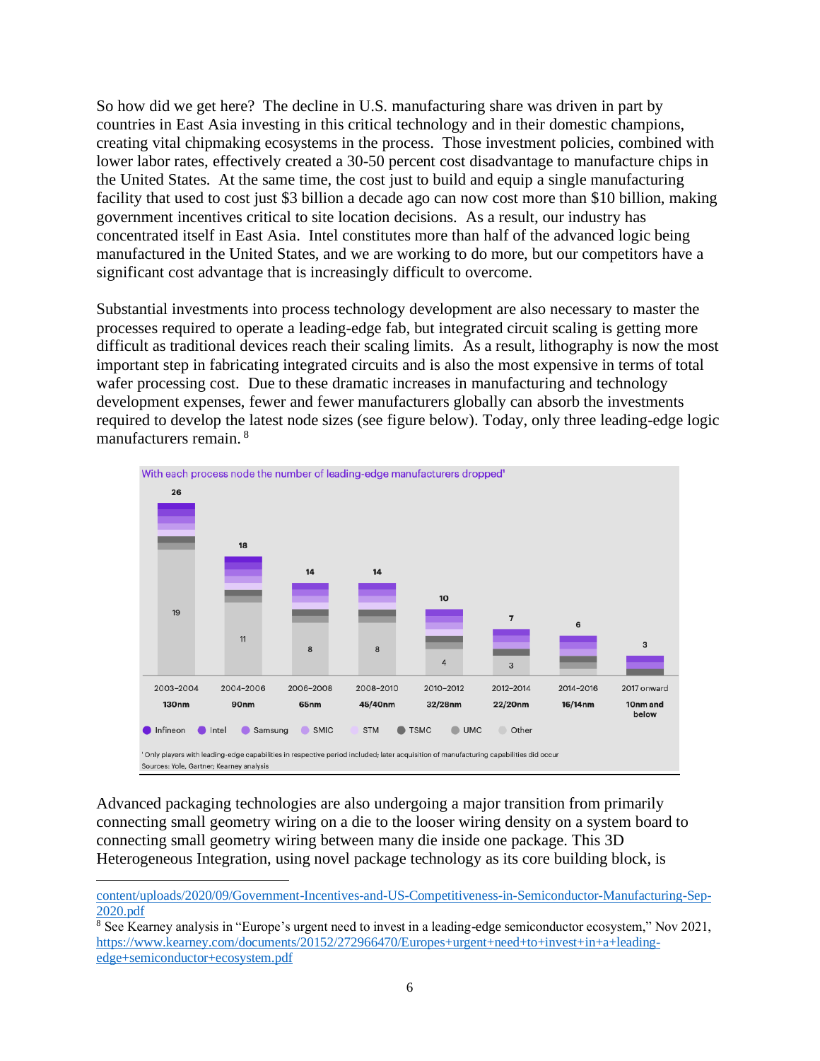So how did we get here? The decline in U.S. manufacturing share was driven in part by countries in East Asia investing in this critical technology and in their domestic champions, creating vital chipmaking ecosystems in the process. Those investment policies, combined with lower labor rates, effectively created a 30-50 percent cost disadvantage to manufacture chips in the United States. At the same time, the cost just to build and equip a single manufacturing facility that used to cost just $3 billion a decade ago can now cost more than $10 billion, making government incentives critical to site location decisions. As a result, our industry has concentrated itself in East Asia. Intel constitutes more than half of the advanced logic being manufactured in the United States, and we are working to do more, but our competitors have a significant cost advantage that is increasingly difficult to overcome.

Substantial investments into process technology development are also necessary to master the processes required to operate a leading-edge fab, but integrated circuit scaling is getting more difficult as traditional devices reach their scaling limits. As a result, lithography is now the most important step in fabricating integrated circuits and is also the most expensive in terms of total wafer processing cost. Due to these dramatic increases in manufacturing and technology development expenses, fewer and fewer manufacturers globally can absorb the investments required to develop the latest node sizes (see figure below). Today, only three leading-edge logic manufacturers remain. [8]

With each process node the number of leading-edge manufacturers dropped[1]

| Period | Node | Total leading-edge manufacturers | Other |
|---|---|---|---|
| 2003–2004 | 130nm | 26 | 19 |
| 2004–2006 | 90nm | 18 | 11 |
| 2006–2008 | 65nm | 14 | 8 |
| 2008–2010 | 45/40nm | 14 | 8 |
| 2010–2012 | 32/28nm | 10 | 4 |
| 2012–2014 | 22/20nm | 7 | 3 |
| 2014–2016 | 16/14nm | 6 | |
| 2017 onward | 10nm and below | 3 | |

Infineon · Intel · Samsung · SMIC · STM · TSMC · UMC · Other

[1] Only players with leading-edge capabilities in respective period included; later acquisition of manufacturing capabilities did occur

Sources: Yole, Gartner; Kearney analysis

Advanced packaging technologies are also undergoing a major transition from primarily connecting small geometry wiring on a die to the looser wiring density on a system board to connecting small geometry wiring between many die inside one package. This 3D Heterogeneous Integration, using novel package technology as its core building block, is

---

content/uploads/2020/09/Government-Incentives-and-US-Competitiveness-in-Semiconductor-Manufacturing-Sep-2020.pdf

[8] See Kearney analysis in "Europe's urgent need to invest in a leading-edge semiconductor ecosystem," Nov 2021, https://www.kearney.com/documents/20152/272966470/Europes+urgent+need+to+invest+in+a+leading-edge+semiconductor+ecosystem.pdf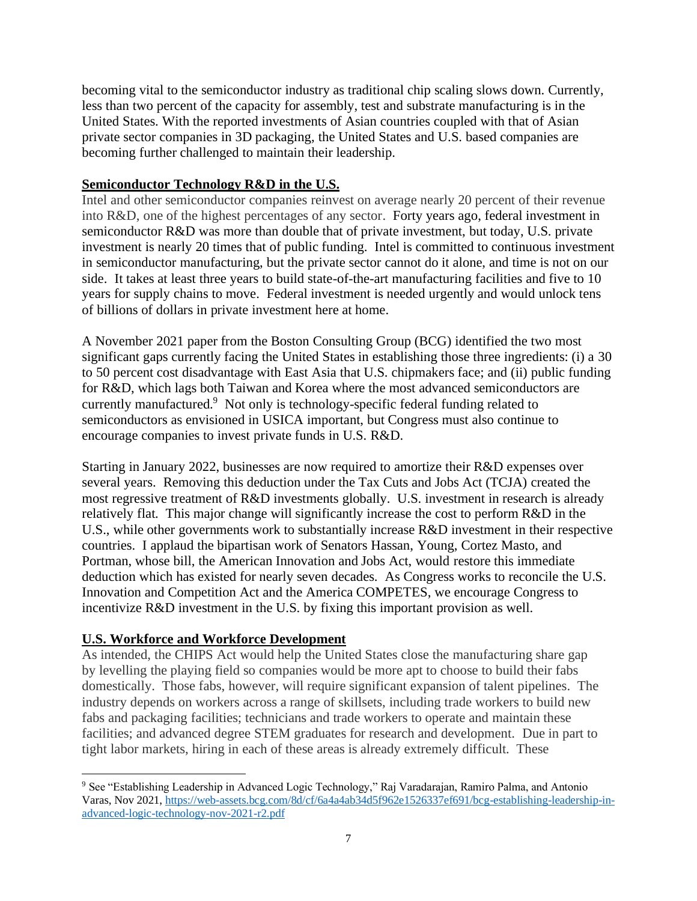becoming vital to the semiconductor industry as traditional chip scaling slows down. Currently, less than two percent of the capacity for assembly, test and substrate manufacturing is in the United States. With the reported investments of Asian countries coupled with that of Asian private sector companies in 3D packaging, the United States and U.S. based companies are becoming further challenged to maintain their leadership.

## Semiconductor Technology R&D in the U.S.

Intel and other semiconductor companies reinvest on average nearly 20 percent of their revenue into R&D, one of the highest percentages of any sector. Forty years ago, federal investment in semiconductor R&D was more than double that of private investment, but today, U.S. private investment is nearly 20 times that of public funding. Intel is committed to continuous investment in semiconductor manufacturing, but the private sector cannot do it alone, and time is not on our side. It takes at least three years to build state-of-the-art manufacturing facilities and five to 10 years for supply chains to move. Federal investment is needed urgently and would unlock tens of billions of dollars in private investment here at home.

A November 2021 paper from the Boston Consulting Group (BCG) identified the two most significant gaps currently facing the United States in establishing those three ingredients: (i) a 30 to 50 percent cost disadvantage with East Asia that U.S. chipmakers face; and (ii) public funding for R&D, which lags both Taiwan and Korea where the most advanced semiconductors are currently manufactured.[9] Not only is technology-specific federal funding related to semiconductors as envisioned in USICA important, but Congress must also continue to encourage companies to invest private funds in U.S. R&D.

Starting in January 2022, businesses are now required to amortize their R&D expenses over several years. Removing this deduction under the Tax Cuts and Jobs Act (TCJA) created the most regressive treatment of R&D investments globally. U.S. investment in research is already relatively flat. This major change will significantly increase the cost to perform R&D in the U.S., while other governments work to substantially increase R&D investment in their respective countries. I applaud the bipartisan work of Senators Hassan, Young, Cortez Masto, and Portman, whose bill, the American Innovation and Jobs Act, would restore this immediate deduction which has existed for nearly seven decades. As Congress works to reconcile the U.S. Innovation and Competition Act and the America COMPETES, we encourage Congress to incentivize R&D investment in the U.S. by fixing this important provision as well.

## U.S. Workforce and Workforce Development

As intended, the CHIPS Act would help the United States close the manufacturing share gap by levelling the playing field so companies would be more apt to choose to build their fabs domestically. Those fabs, however, will require significant expansion of talent pipelines. The industry depends on workers across a range of skillsets, including trade workers to build new fabs and packaging facilities; technicians and trade workers to operate and maintain these facilities; and advanced degree STEM graduates for research and development. Due in part to tight labor markets, hiring in each of these areas is already extremely difficult. These

---

[9] See "Establishing Leadership in Advanced Logic Technology," Raj Varadarajan, Ramiro Palma, and Antonio Varas, Nov 2021, https://web-assets.bcg.com/8d/cf/6a4a4ab34d5f962e1526337ef691/bcg-establishing-leadership-in-advanced-logic-technology-nov-2021-r2.pdf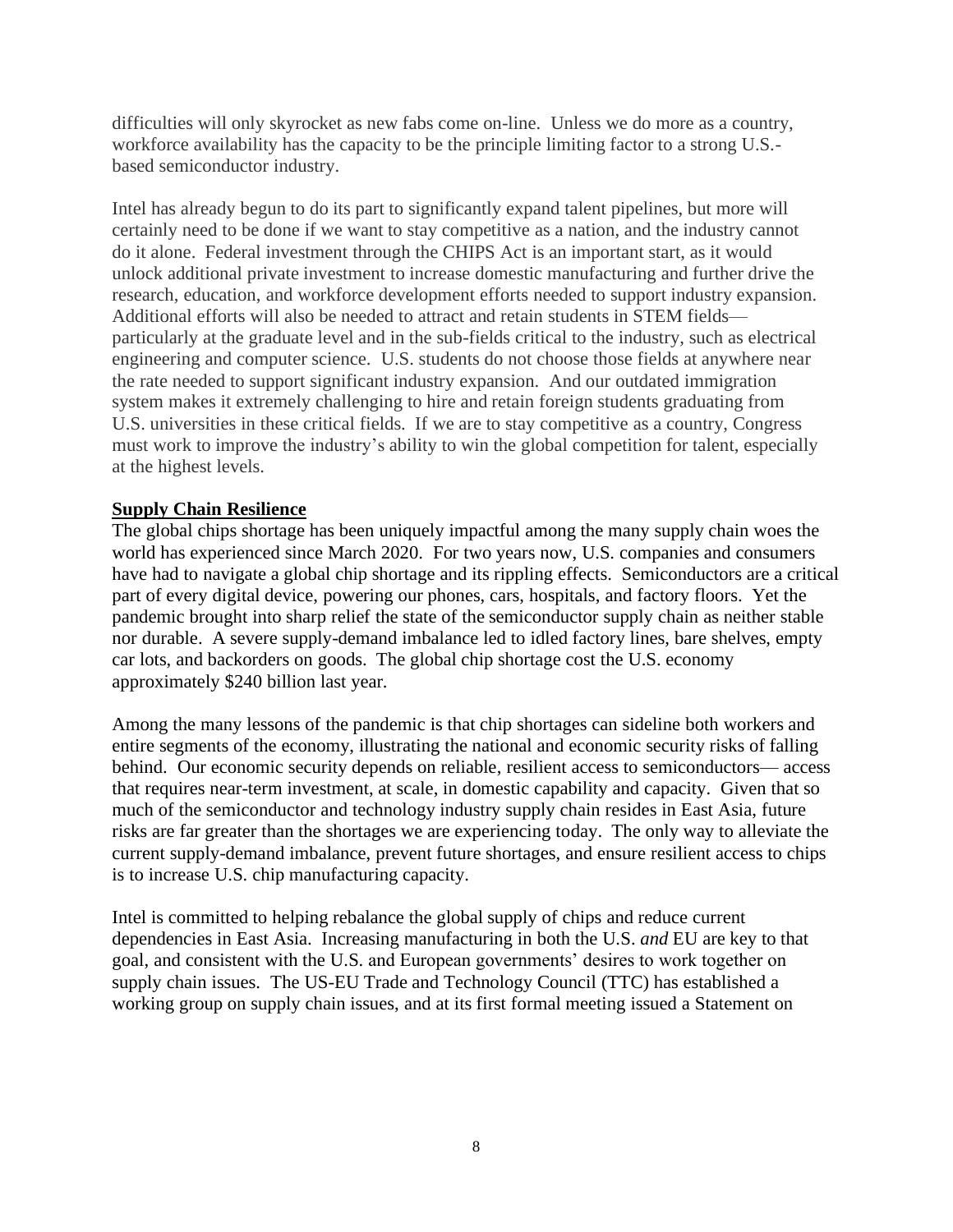difficulties will only skyrocket as new fabs come on-line. Unless we do more as a country, workforce availability has the capacity to be the principle limiting factor to a strong U.S.-based semiconductor industry.

Intel has already begun to do its part to significantly expand talent pipelines, but more will certainly need to be done if we want to stay competitive as a nation, and the industry cannot do it alone. Federal investment through the CHIPS Act is an important start, as it would unlock additional private investment to increase domestic manufacturing and further drive the research, education, and workforce development efforts needed to support industry expansion. Additional efforts will also be needed to attract and retain students in STEM fields—particularly at the graduate level and in the sub-fields critical to the industry, such as electrical engineering and computer science. U.S. students do not choose those fields at anywhere near the rate needed to support significant industry expansion. And our outdated immigration system makes it extremely challenging to hire and retain foreign students graduating from U.S. universities in these critical fields. If we are to stay competitive as a country, Congress must work to improve the industry's ability to win the global competition for talent, especially at the highest levels.

**Supply Chain Resilience**

The global chips shortage has been uniquely impactful among the many supply chain woes the world has experienced since March 2020. For two years now, U.S. companies and consumers have had to navigate a global chip shortage and its rippling effects. Semiconductors are a critical part of every digital device, powering our phones, cars, hospitals, and factory floors. Yet the pandemic brought into sharp relief the state of the semiconductor supply chain as neither stable nor durable. A severe supply-demand imbalance led to idled factory lines, bare shelves, empty car lots, and backorders on goods. The global chip shortage cost the U.S. economy approximately $240 billion last year.

Among the many lessons of the pandemic is that chip shortages can sideline both workers and entire segments of the economy, illustrating the national and economic security risks of falling behind. Our economic security depends on reliable, resilient access to semiconductors— access that requires near-term investment, at scale, in domestic capability and capacity. Given that so much of the semiconductor and technology industry supply chain resides in East Asia, future risks are far greater than the shortages we are experiencing today. The only way to alleviate the current supply-demand imbalance, prevent future shortages, and ensure resilient access to chips is to increase U.S. chip manufacturing capacity.

Intel is committed to helping rebalance the global supply of chips and reduce current dependencies in East Asia. Increasing manufacturing in both the U.S. *and* EU are key to that goal, and consistent with the U.S. and European governments' desires to work together on supply chain issues. The US-EU Trade and Technology Council (TTC) has established a working group on supply chain issues, and at its first formal meeting issued a Statement on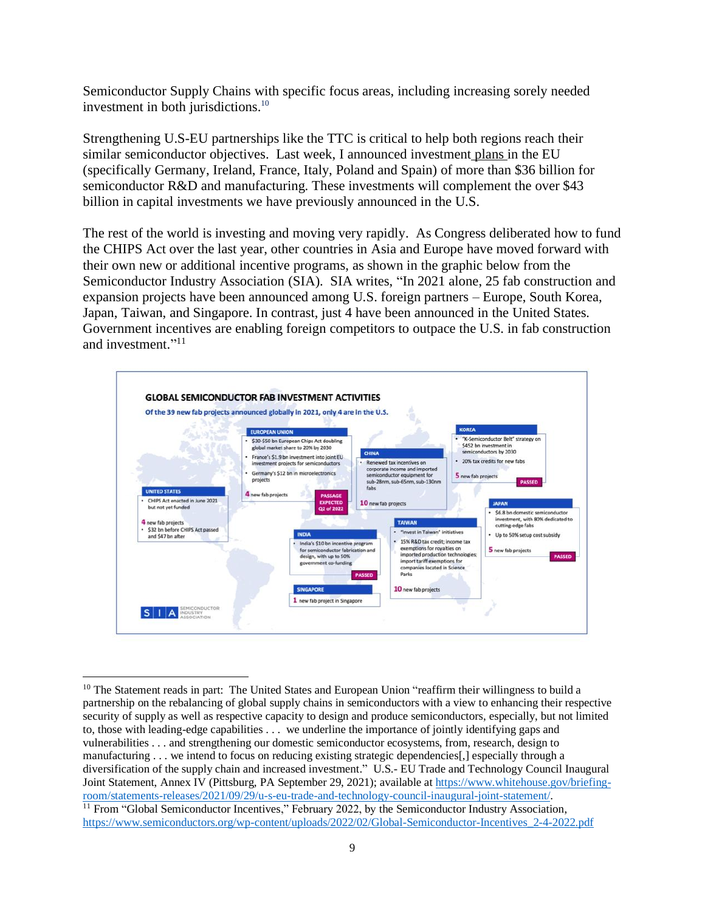Semiconductor Supply Chains with specific focus areas, including increasing sorely needed investment in both jurisdictions.[10]

Strengthening U.S-EU partnerships like the TTC is critical to help both regions reach their similar semiconductor objectives. Last week, I announced investment plans in the EU (specifically Germany, Ireland, France, Italy, Poland and Spain) of more than $36 billion for semiconductor R&D and manufacturing. These investments will complement the over $43 billion in capital investments we have previously announced in the U.S.

The rest of the world is investing and moving very rapidly. As Congress deliberated how to fund the CHIPS Act over the last year, other countries in Asia and Europe have moved forward with their own new or additional incentive programs, as shown in the graphic below from the Semiconductor Industry Association (SIA). SIA writes, "In 2021 alone, 25 fab construction and expansion projects have been announced among U.S. foreign partners – Europe, South Korea, Japan, Taiwan, and Singapore. In contrast, just 4 have been announced in the United States. Government incentives are enabling foreign competitors to outpace the U.S. in fab construction and investment."[11]

**GLOBAL SEMICONDUCTOR FAB INVESTMENT ACTIVITIES**

Of the 39 new fab projects announced globally in 2021, only 4 are in the U.S.

**UNITED STATES**
- CHIPS Act enacted in June 2021 but not yet funded

4 new fab projects
- $32 bn before CHIPS Act passed and $47 bn after

**EUROPEAN UNION**
- $30-$50 bn European Chips Act doubling global market share to 20% by 2030
- France's $1.9 bn investment into joint EU investment projects for semiconductors
- Germany's $12 bn in microelectronics projects

4 new fab projects — PASSAGE EXPECTED Q2 of 2022

**CHINA**
- Renewed tax incentives on corporate income and imported semiconductor equipment for sub-28nm, sub-65nm, sub-130nm fabs

10 new fab projects

**KOREA**
- "K-Semiconductor Belt" strategy on $452 bn investment in semiconductors by 2030
- 20% tax credits for new fabs

5 new fab projects — PASSED

**JAPAN**
- $6.8 bn domestic semiconductor investment, with 80% dedicated to cutting-edge fabs
- Up to 50% setup cost subsidy

5 new fab projects — PASSED

**TAIWAN**
- "Invest in Taiwan" initiatives
- 15% R&D tax credit; income tax exemptions for royalties on imported production technologies; import tariff exemptions for companies located in Science Parks

10 new fab projects

**INDIA**
- India's $10 bn incentive program for semiconductor fabrication and design, with up to 50% government co-funding

PASSED

**SINGAPORE**

1 new fab project in Singapore

SIA Semiconductor Industry Association

---

[10] The Statement reads in part: The United States and European Union "reaffirm their willingness to build a partnership on the rebalancing of global supply chains in semiconductors with a view to enhancing their respective security of supply as well as respective capacity to design and produce semiconductors, especially, but not limited to, those with leading-edge capabilities . . . we underline the importance of jointly identifying gaps and vulnerabilities . . . and strengthening our domestic semiconductor ecosystems, from, research, design to manufacturing . . . we intend to focus on reducing existing strategic dependencies[,] especially through a diversification of the supply chain and increased investment." U.S.- EU Trade and Technology Council Inaugural Joint Statement, Annex IV (Pittsburg, PA September 29, 2021); available at https://www.whitehouse.gov/briefing-room/statements-releases/2021/09/29/u-s-eu-trade-and-technology-council-inaugural-joint-statement/.

[11] From "Global Semiconductor Incentives," February 2022, by the Semiconductor Industry Association, https://www.semiconductors.org/wp-content/uploads/2022/02/Global-Semiconductor-Incentives_2-4-2022.pdf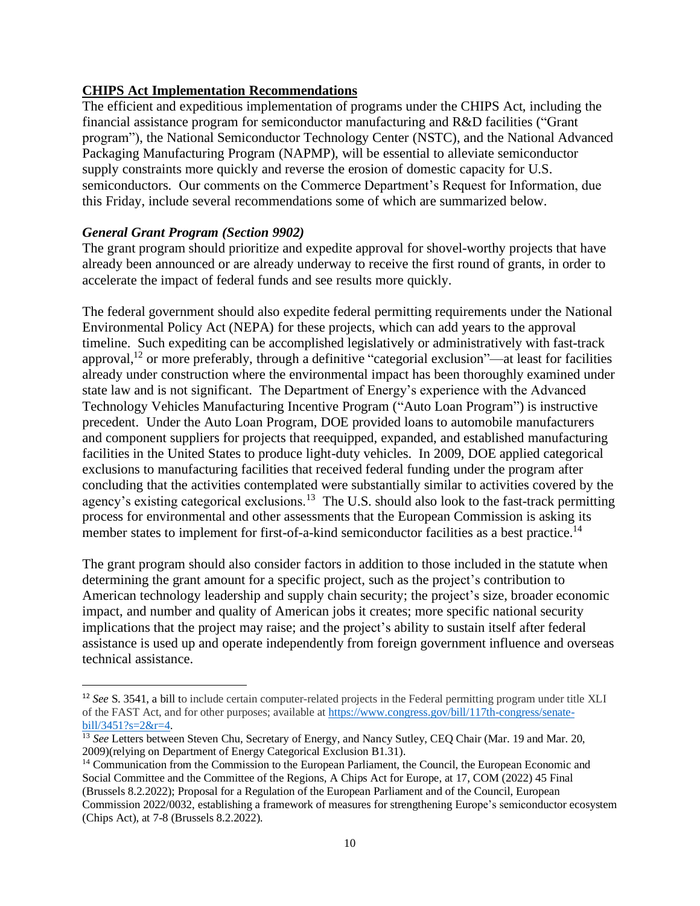## **CHIPS Act Implementation Recommendations**

The efficient and expeditious implementation of programs under the CHIPS Act, including the financial assistance program for semiconductor manufacturing and R&D facilities ("Grant program"), the National Semiconductor Technology Center (NSTC), and the National Advanced Packaging Manufacturing Program (NAPMP), will be essential to alleviate semiconductor supply constraints more quickly and reverse the erosion of domestic capacity for U.S. semiconductors. Our comments on the Commerce Department's Request for Information, due this Friday, include several recommendations some of which are summarized below.

### ***General Grant Program (Section 9902)***

The grant program should prioritize and expedite approval for shovel-worthy projects that have already been announced or are already underway to receive the first round of grants, in order to accelerate the impact of federal funds and see results more quickly.

The federal government should also expedite federal permitting requirements under the National Environmental Policy Act (NEPA) for these projects, which can add years to the approval timeline. Such expediting can be accomplished legislatively or administratively with fast-track approval,[12] or more preferably, through a definitive "categorial exclusion"—at least for facilities already under construction where the environmental impact has been thoroughly examined under state law and is not significant. The Department of Energy's experience with the Advanced Technology Vehicles Manufacturing Incentive Program ("Auto Loan Program") is instructive precedent. Under the Auto Loan Program, DOE provided loans to automobile manufacturers and component suppliers for projects that reequipped, expanded, and established manufacturing facilities in the United States to produce light-duty vehicles. In 2009, DOE applied categorical exclusions to manufacturing facilities that received federal funding under the program after concluding that the activities contemplated were substantially similar to activities covered by the agency's existing categorical exclusions.[13] The U.S. should also look to the fast-track permitting process for environmental and other assessments that the European Commission is asking its member states to implement for first-of-a-kind semiconductor facilities as a best practice.[14]

The grant program should also consider factors in addition to those included in the statute when determining the grant amount for a specific project, such as the project's contribution to American technology leadership and supply chain security; the project's size, broader economic impact, and number and quality of American jobs it creates; more specific national security implications that the project may raise; and the project's ability to sustain itself after federal assistance is used up and operate independently from foreign government influence and overseas technical assistance.

---

[12] *See* S. 3541, a bill to include certain computer-related projects in the Federal permitting program under title XLI of the FAST Act, and for other purposes; available at https://www.congress.gov/bill/117th-congress/senate-bill/3451?s=2&r=4.

[13] *See* Letters between Steven Chu, Secretary of Energy, and Nancy Sutley, CEQ Chair (Mar. 19 and Mar. 20, 2009)(relying on Department of Energy Categorical Exclusion B1.31).

[14] Communication from the Commission to the European Parliament, the Council, the European Economic and Social Committee and the Committee of the Regions, A Chips Act for Europe, at 17, COM (2022) 45 Final (Brussels 8.2.2022); Proposal for a Regulation of the European Parliament and of the Council, European Commission 2022/0032, establishing a framework of measures for strengthening Europe's semiconductor ecosystem (Chips Act), at 7-8 (Brussels 8.2.2022).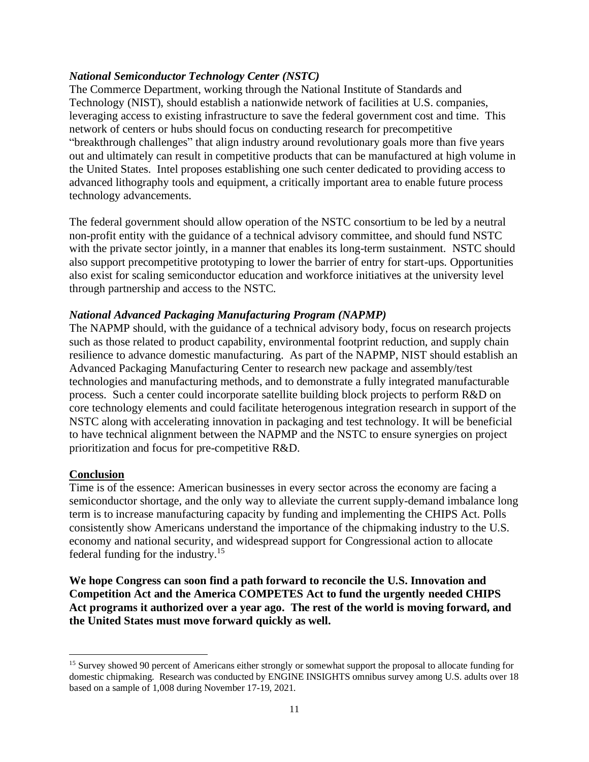***National Semiconductor Technology Center (NSTC)***

The Commerce Department, working through the National Institute of Standards and Technology (NIST), should establish a nationwide network of facilities at U.S. companies, leveraging access to existing infrastructure to save the federal government cost and time. This network of centers or hubs should focus on conducting research for precompetitive "breakthrough challenges" that align industry around revolutionary goals more than five years out and ultimately can result in competitive products that can be manufactured at high volume in the United States. Intel proposes establishing one such center dedicated to providing access to advanced lithography tools and equipment, a critically important area to enable future process technology advancements.

The federal government should allow operation of the NSTC consortium to be led by a neutral non-profit entity with the guidance of a technical advisory committee, and should fund NSTC with the private sector jointly, in a manner that enables its long-term sustainment. NSTC should also support precompetitive prototyping to lower the barrier of entry for start-ups. Opportunities also exist for scaling semiconductor education and workforce initiatives at the university level through partnership and access to the NSTC.

***National Advanced Packaging Manufacturing Program (NAPMP)***

The NAPMP should, with the guidance of a technical advisory body, focus on research projects such as those related to product capability, environmental footprint reduction, and supply chain resilience to advance domestic manufacturing. As part of the NAPMP, NIST should establish an Advanced Packaging Manufacturing Center to research new package and assembly/test technologies and manufacturing methods, and to demonstrate a fully integrated manufacturable process. Such a center could incorporate satellite building block projects to perform R&D on core technology elements and could facilitate heterogenous integration research in support of the NSTC along with accelerating innovation in packaging and test technology. It will be beneficial to have technical alignment between the NAPMP and the NSTC to ensure synergies on project prioritization and focus for pre-competitive R&D.

**Conclusion**

Time is of the essence: American businesses in every sector across the economy are facing a semiconductor shortage, and the only way to alleviate the current supply-demand imbalance long term is to increase manufacturing capacity by funding and implementing the CHIPS Act. Polls consistently show Americans understand the importance of the chipmaking industry to the U.S. economy and national security, and widespread support for Congressional action to allocate federal funding for the industry.[15]

**We hope Congress can soon find a path forward to reconcile the U.S. Innovation and Competition Act and the America COMPETES Act to fund the urgently needed CHIPS Act programs it authorized over a year ago. The rest of the world is moving forward, and the United States must move forward quickly as well.**

---

[15] Survey showed 90 percent of Americans either strongly or somewhat support the proposal to allocate funding for domestic chipmaking. Research was conducted by ENGINE INSIGHTS omnibus survey among U.S. adults over 18 based on a sample of 1,008 during November 17-19, 2021.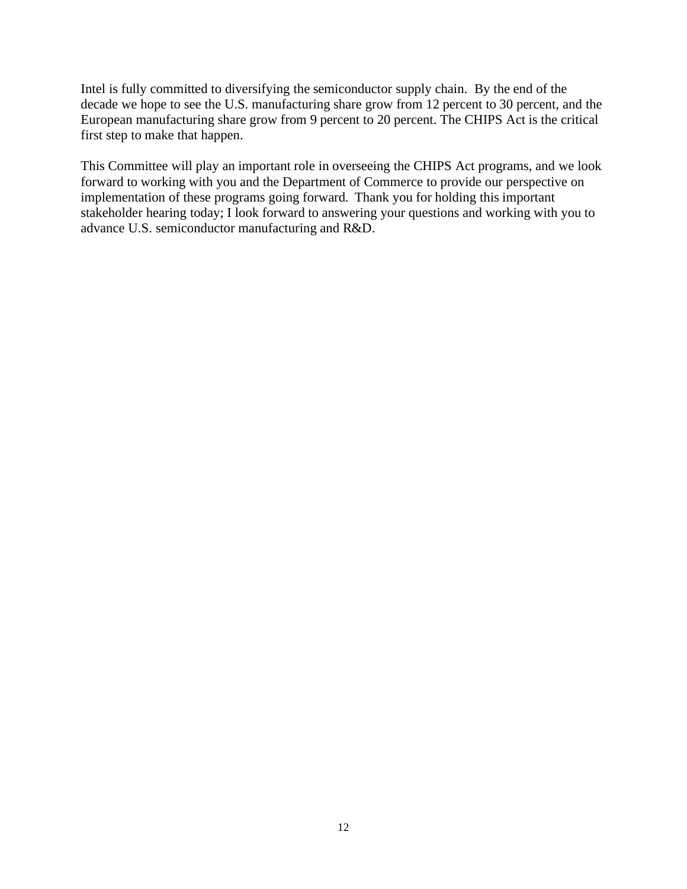Intel is fully committed to diversifying the semiconductor supply chain. By the end of the decade we hope to see the U.S. manufacturing share grow from 12 percent to 30 percent, and the European manufacturing share grow from 9 percent to 20 percent. The CHIPS Act is the critical first step to make that happen.

This Committee will play an important role in overseeing the CHIPS Act programs, and we look forward to working with you and the Department of Commerce to provide our perspective on implementation of these programs going forward. Thank you for holding this important stakeholder hearing today; I look forward to answering your questions and working with you to advance U.S. semiconductor manufacturing and R&D.